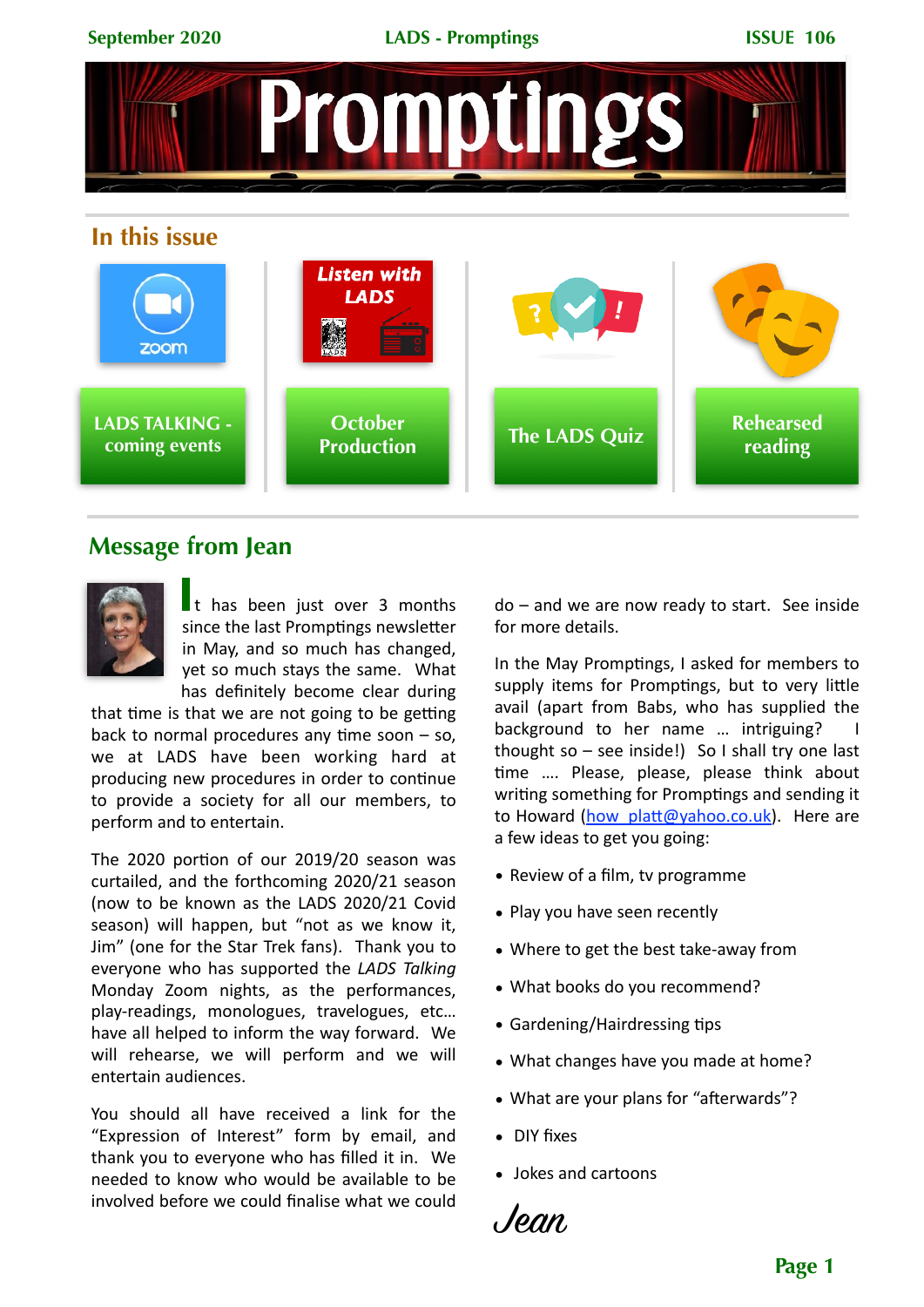# Promptings

## In this issue

- LADS TALKING - coming events
- October Production
- The LADS Quiz
- Rehearsed reading

## Message from Jean

It has been just over 3 months since the last Promptings newsletter in May, and so much has changed, yet so much stays the same. What has definitely become clear during that time is that we are not going to be getting back to normal procedures any time soon – so, we at LADS have been working hard at producing new procedures in order to continue to provide a society for all our members, to perform and to entertain.

The 2020 portion of our 2019/20 season was curtailed, and the forthcoming 2020/21 season (now to be known as the LADS 2020/21 Covid season) will happen, but "not as we know it, Jim" (one for the Star Trek fans). Thank you to everyone who has supported the *LADS Talking* Monday Zoom nights, as the performances, play-readings, monologues, travelogues, etc… have all helped to inform the way forward. We will rehearse, we will perform and we will entertain audiences.

You should all have received a link for the "Expression of Interest" form by email, and thank you to everyone who has filled it in. We needed to know who would be available to be involved before we could finalise what we could do – and we are now ready to start. See inside for more details.

In the May Promptings, I asked for members to supply items for Promptings, but to very little avail (apart from Babs, who has supplied the background to her name … intriguing? I thought so – see inside!) So I shall try one last time …. Please, please, please think about writing something for Promptings and sending it to Howard (how_platt@yahoo.co.uk). Here are a few ideas to get you going:

- Review of a film, tv programme
- Play you have seen recently
- Where to get the best take-away from
- What books do you recommend?
- Gardening/Hairdressing tips
- What changes have you made at home?
- What are your plans for "afterwards"?
- DIY fixes
- Jokes and cartoons

*Jean*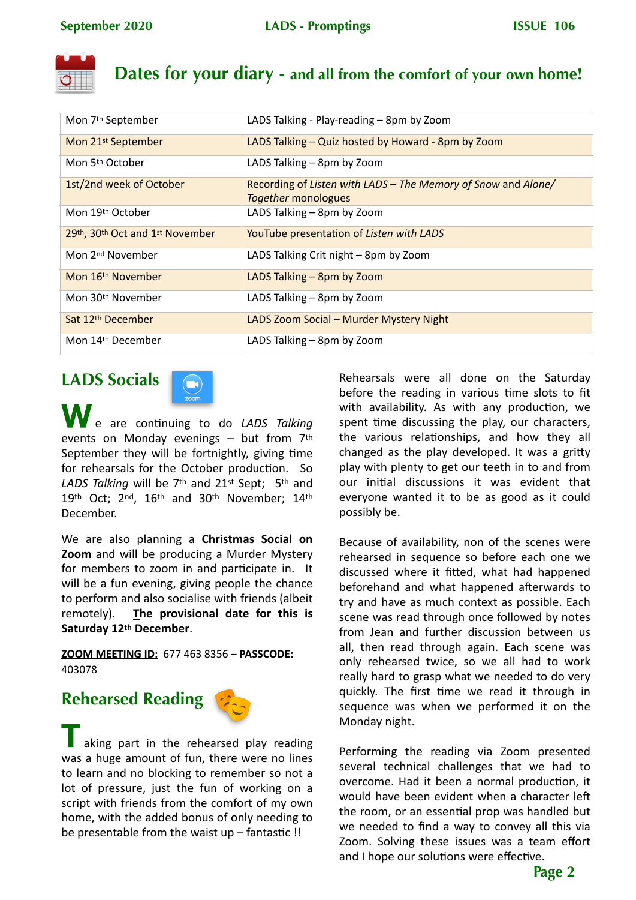# Dates for your diary - and all from the comfort of your own home!

| | |
|---|---|
| Mon 7th September | LADS Talking - Play-reading – 8pm by Zoom |
| Mon 21st September | LADS Talking – Quiz hosted by Howard - 8pm by Zoom |
| Mon 5th October | LADS Talking – 8pm by Zoom |
| 1st/2nd week of October | Recording of *Listen with LADS – The Memory of Snow* and *Alone/ Together* monologues |
| Mon 19th October | LADS Talking – 8pm by Zoom |
| 29th, 30th Oct and 1st November | YouTube presentation of *Listen with LADS* |
| Mon 2nd November | LADS Talking Crit night – 8pm by Zoom |
| Mon 16th November | LADS Talking – 8pm by Zoom |
| Mon 30th November | LADS Talking – 8pm by Zoom |
| Sat 12th December | LADS Zoom Social – Murder Mystery Night |
| Mon 14th December | LADS Talking – 8pm by Zoom |

## LADS Socials

We are continuing to do *LADS Talking* events on Monday evenings – but from 7th September they will be fortnightly, giving time for rehearsals for the October production. So *LADS Talking* will be 7th and 21st Sept; 5th and 19th Oct; 2nd, 16th and 30th November; 14th December.

We are also planning a **Christmas Social on Zoom** and will be producing a Murder Mystery for members to zoom in and participate in. It will be a fun evening, giving people the chance to perform and also socialise with friends (albeit remotely). **The provisional date for this is Saturday 12th December**.

**ZOOM MEETING ID:** 677 463 8356 – **PASSCODE:** 403078

## Rehearsed Reading

Taking part in the rehearsed play reading was a huge amount of fun, there were no lines to learn and no blocking to remember so not a lot of pressure, just the fun of working on a script with friends from the comfort of my own home, with the added bonus of only needing to be presentable from the waist up – fantastic !!

Rehearsals were all done on the Saturday before the reading in various time slots to fit with availability. As with any production, we spent time discussing the play, our characters, the various relationships, and how they all changed as the play developed. It was a gritty play with plenty to get our teeth in to and from our initial discussions it was evident that everyone wanted it to be as good as it could possibly be.

Because of availability, non of the scenes were rehearsed in sequence so before each one we discussed where it fitted, what had happened beforehand and what happened afterwards to try and have as much context as possible. Each scene was read through once followed by notes from Jean and further discussion between us all, then read through again. Each scene was only rehearsed twice, so we all had to work really hard to grasp what we needed to do very quickly. The first time we read it through in sequence was when we performed it on the Monday night.

Performing the reading via Zoom presented several technical challenges that we had to overcome. Had it been a normal production, it would have been evident when a character left the room, or an essential prop was handled but we needed to find a way to convey all this via Zoom. Solving these issues was a team effort and I hope our solutions were effective.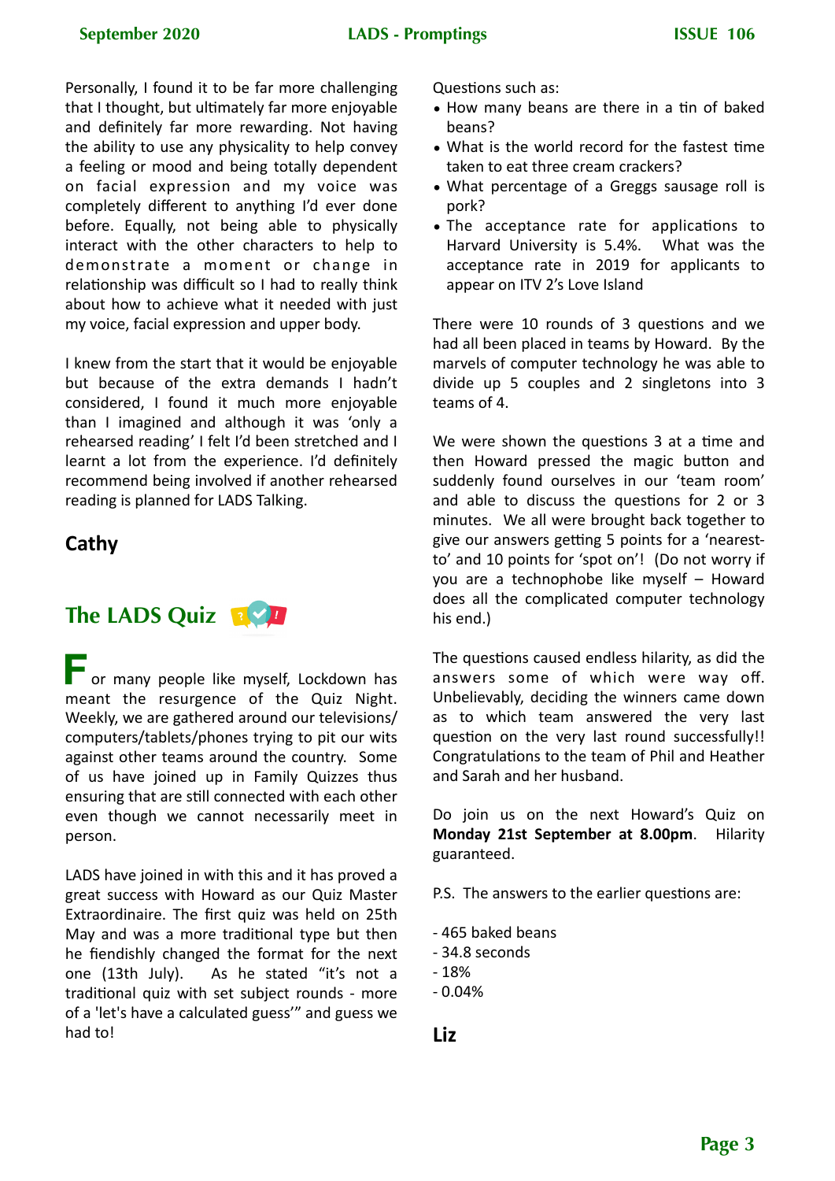Personally, I found it to be far more challenging that I thought, but ultimately far more enjoyable and definitely far more rewarding. Not having the ability to use any physicality to help convey a feeling or mood and being totally dependent on facial expression and my voice was completely different to anything I'd ever done before. Equally, not being able to physically interact with the other characters to help to demonstrate a moment or change in relationship was difficult so I had to really think about how to achieve what it needed with just my voice, facial expression and upper body.

I knew from the start that it would be enjoyable but because of the extra demands I hadn't considered, I found it much more enjoyable than I imagined and although it was 'only a rehearsed reading' I felt I'd been stretched and I learnt a lot from the experience. I'd definitely recommend being involved if another rehearsed reading is planned for LADS Talking.

**Cathy**

## The LADS Quiz

For many people like myself, Lockdown has meant the resurgence of the Quiz Night. Weekly, we are gathered around our televisions/computers/tablets/phones trying to pit our wits against other teams around the country. Some of us have joined up in Family Quizzes thus ensuring that are still connected with each other even though we cannot necessarily meet in person.

LADS have joined in with this and it has proved a great success with Howard as our Quiz Master Extraordinaire. The first quiz was held on 25th May and was a more traditional type but then he fiendishly changed the format for the next one (13th July). As he stated "it's not a traditional quiz with set subject rounds - more of a 'let's have a calculated guess'" and guess we had to!

Questions such as:

- How many beans are there in a tin of baked beans?
- What is the world record for the fastest time taken to eat three cream crackers?
- What percentage of a Greggs sausage roll is pork?
- The acceptance rate for applications to Harvard University is 5.4%. What was the acceptance rate in 2019 for applicants to appear on ITV 2's Love Island

There were 10 rounds of 3 questions and we had all been placed in teams by Howard. By the marvels of computer technology he was able to divide up 5 couples and 2 singletons into 3 teams of 4.

We were shown the questions 3 at a time and then Howard pressed the magic button and suddenly found ourselves in our 'team room' and able to discuss the questions for 2 or 3 minutes. We all were brought back together to give our answers getting 5 points for a 'nearest-to' and 10 points for 'spot on'! (Do not worry if you are a technophobe like myself – Howard does all the complicated computer technology his end.)

The questions caused endless hilarity, as did the answers some of which were way off. Unbelievably, deciding the winners came down as to which team answered the very last question on the very last round successfully!! Congratulations to the team of Phil and Heather and Sarah and her husband.

Do join us on the next Howard's Quiz on **Monday 21st September at 8.00pm**. Hilarity guaranteed.

P.S. The answers to the earlier questions are:

- 465 baked beans
- 34.8 seconds
- 18%
- 0.04%

**Liz**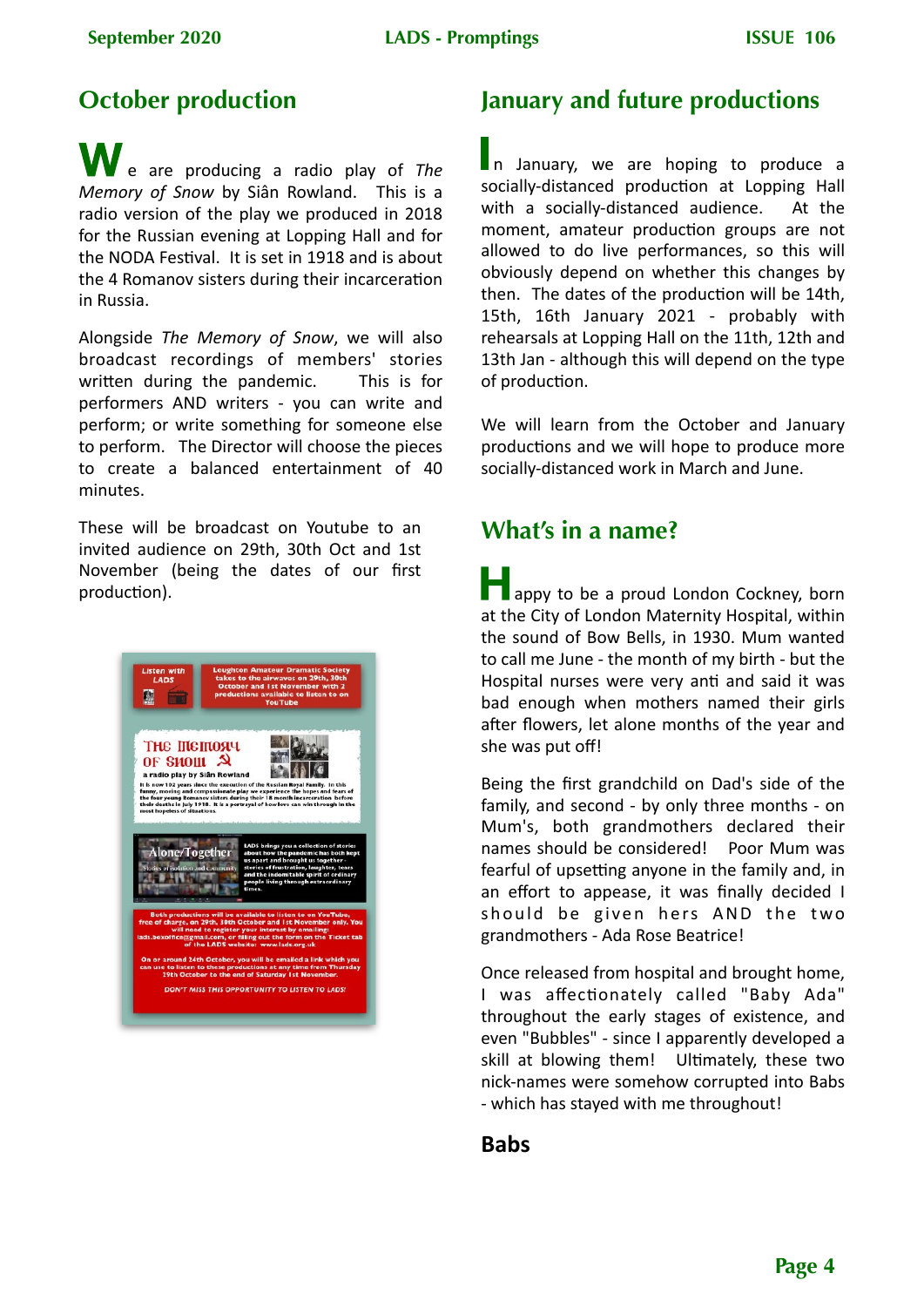## October production

We are producing a radio play of *The Memory of Snow* by Siân Rowland. This is a radio version of the play we produced in 2018 for the Russian evening at Lopping Hall and for the NODA Festival. It is set in 1918 and is about the 4 Romanov sisters during their incarceration in Russia.

Alongside *The Memory of Snow*, we will also broadcast recordings of members' stories written during the pandemic. This is for performers AND writers - you can write and perform; or write something for someone else to perform. The Director will choose the pieces to create a balanced entertainment of 40 minutes.

These will be broadcast on Youtube to an invited audience on 29th, 30th Oct and 1st November (being the dates of our first production).

Listen with LADS

Loughton Amateur Dramatic Society takes to the airwaves on 29th, 30th October and 1st November with 2 productions available to listen to on YouTube

THE MEMORY OF SNOW

a radio play by Siân Rowland

It is now 102 years since the execution of the Russian Royal Family. In this funny, moving and compassionate play we experience the hopes and fears of the four young Romanov sisters during their 18 month incarceration before their deaths in July 1918. It is a portrayal of how love can win through in the most hopeless of situations.

Alone/Together

Stories of isolation and community

LADS brings you a collection of stories about how the pandemic has both kept us apart and brought us together - stories of frustration, laughter, tears and the indomitable spirit of ordinary people living through extraordinary times.

Both productions will be available to listen to on YouTube, free of charge, on 29th, 30th October and 1st November only. You will need to register your interest by emailing: lads.boxoffice@gmail.com, or filling out the form on the Ticket tab of the LADS website: www.lads.org.uk

On or around 24th October, you will be emailed a link which you can use to listen to these productions at any time from Thursday 29th October to the end of Saturday 1st November.

DON'T MISS THIS OPPORTUNITY TO LISTEN TO LADS!

## January and future productions

In January, we are hoping to produce a socially-distanced production at Lopping Hall with a socially-distanced audience. At the moment, amateur production groups are not allowed to do live performances, so this will obviously depend on whether this changes by then. The dates of the production will be 14th, 15th, 16th January 2021 - probably with rehearsals at Lopping Hall on the 11th, 12th and 13th Jan - although this will depend on the type of production.

We will learn from the October and January productions and we will hope to produce more socially-distanced work in March and June.

## What's in a name?

Happy to be a proud London Cockney, born at the City of London Maternity Hospital, within the sound of Bow Bells, in 1930. Mum wanted to call me June - the month of my birth - but the Hospital nurses were very anti and said it was bad enough when mothers named their girls after flowers, let alone months of the year and she was put off!

Being the first grandchild on Dad's side of the family, and second - by only three months - on Mum's, both grandmothers declared their names should be considered! Poor Mum was fearful of upsetting anyone in the family and, in an effort to appease, it was finally decided I should be given hers AND the two grandmothers - Ada Rose Beatrice!

Once released from hospital and brought home, I was affectionately called "Baby Ada" throughout the early stages of existence, and even "Bubbles" - since I apparently developed a skill at blowing them! Ultimately, these two nick-names were somehow corrupted into Babs - which has stayed with me throughout!

**Babs**